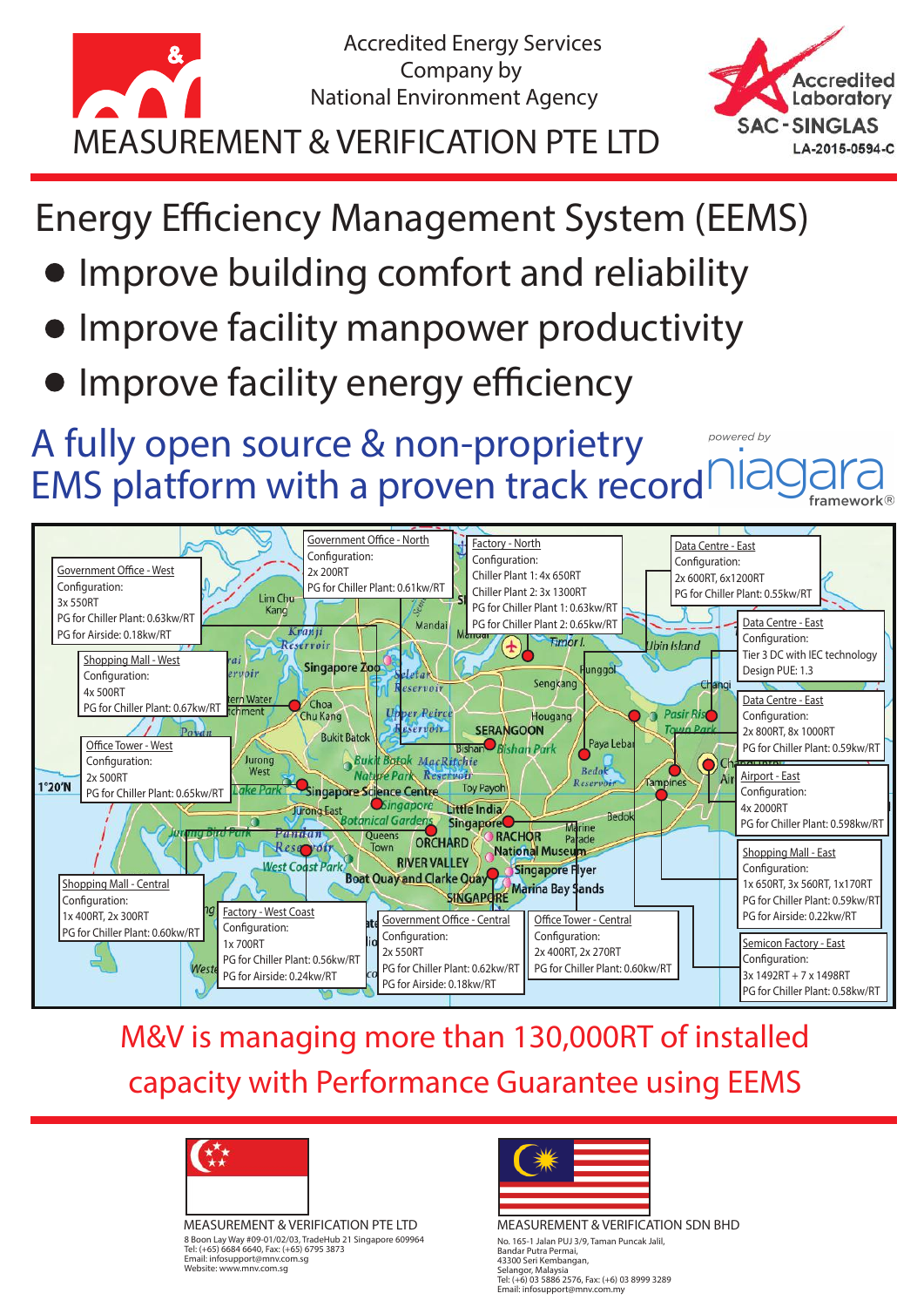# MEASUREMENT & VERIFICATION PTE LTD

Accredited Energy Services Company by National Environment Agency

Accredited Laboratory
SAC-SINGLAS
LA-2015-0594-C

## Energy Efficiency Management System (EEMS)

- Improve building comfort and reliability
- Improve facility manpower productivity
- Improve facility energy efficiency

## A fully open source & non-proprietry EMS platform with a proven track record

powered by niagara framework®

**Government Office - West**
Configuration:
3x 550RT
PG for Chiller Plant: 0.63kw/RT
PG for Airside: 0.18kw/RT

**Government Office - North**
Configuration:
2x 200RT
PG for Chiller Plant: 0.61kw/RT

**Factory - North**
Configuration:
Chiller Plant 1: 4x 650RT
Chiller Plant 2: 3x 1300RT
PG for Chiller Plant 1: 0.63kw/RT
PG for Chiller Plant 2: 0.65kw/RT

**Data Centre - East**
Configuration:
2x 600RT, 6x1200RT
PG for Chiller Plant: 0.55kw/RT

**Data Centre - East**
Configuration:
Tier 3 DC with IEC technology
Design PUE: 1.3

**Shopping Mall - West**
Configuration:
4x 500RT
PG for Chiller Plant: 0.67kw/RT

**Data Centre - East**
Configuration:
2x 800RT, 8x 1000RT
PG for Chiller Plant: 0.59kw/RT

**Office Tower - West**
Configuration:
2x 500RT
PG for Chiller Plant: 0.65kw/RT

**Airport - East**
Configuration:
4x 2000RT
PG for Chiller Plant: 0.598kw/RT

**Shopping Mall - East**
Configuration:
1x 650RT, 3x 560RT, 1x170RT
PG for Chiller Plant: 0.59kw/RT
PG for Airside: 0.22kw/RT

**Shopping Mall - Central**
Configuration:
1x 400RT, 2x 300RT
PG for Chiller Plant: 0.60kw/RT

**Factory - West Coast**
Configuration:
1x 700RT
PG for Chiller Plant: 0.56kw/RT
PG for Airside: 0.24kw/RT

**Government Office - Central**
Configuration:
2x 550RT
PG for Chiller Plant: 0.62kw/RT
PG for Airside: 0.18kw/RT

**Office Tower - Central**
Configuration:
2x 400RT, 2x 270RT
PG for Chiller Plant: 0.60kw/RT

**Semicon Factory - East**
Configuration:
3x 1492RT + 7 x 1498RT
PG for Chiller Plant: 0.58kw/RT

## M&V is managing more than 130,000RT of installed capacity with Performance Guarantee using EEMS

**MEASUREMENT & VERIFICATION PTE LTD**
8 Boon Lay Way #09-01/02/03, TradeHub 21 Singapore 609964
Tel: (+65) 6684 6640, Fax: (+65) 6795 3873
Email: infosupport@mnv.com.sg
Website: www.mnv.com.sg

**MEASUREMENT & VERIFICATION SDN BHD**
No. 165-1 Jalan PUJ 3/9, Taman Puncak Jalil,
Bandar Putra Permai,
43300 Seri Kembangan,
Selangor, Malaysia
Tel: (+6) 03 5886 2576, Fax: (+6) 03 8999 3289
Email: infosupport@mnv.com.my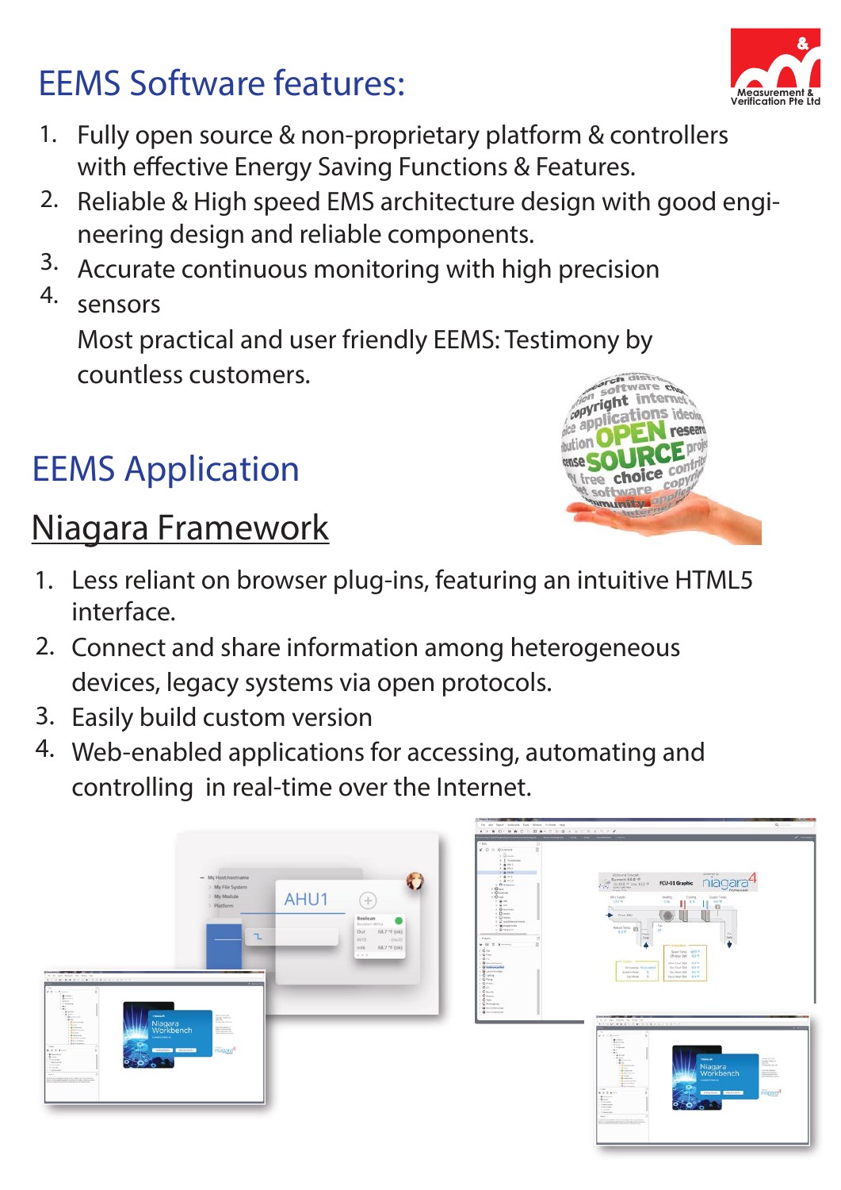# EEMS Software features:

1. Fully open source & non-proprietary platform & controllers with effective Energy Saving Functions & Features.
2. Reliable & High speed EMS architecture design with good engineering design and reliable components.
3. Accurate continuous monitoring with high precision sensors
4. Most practical and user friendly EEMS: Testimony by countless customers.

# EEMS Application

## Niagara Framework

1. Less reliant on browser plug-ins, featuring an intuitive HTML5 interface.
2. Connect and share information among heterogeneous devices, legacy systems via open protocols.
3. Easily build custom version
4. Web-enabled applications for accessing, automating and controlling in real-time over the Internet.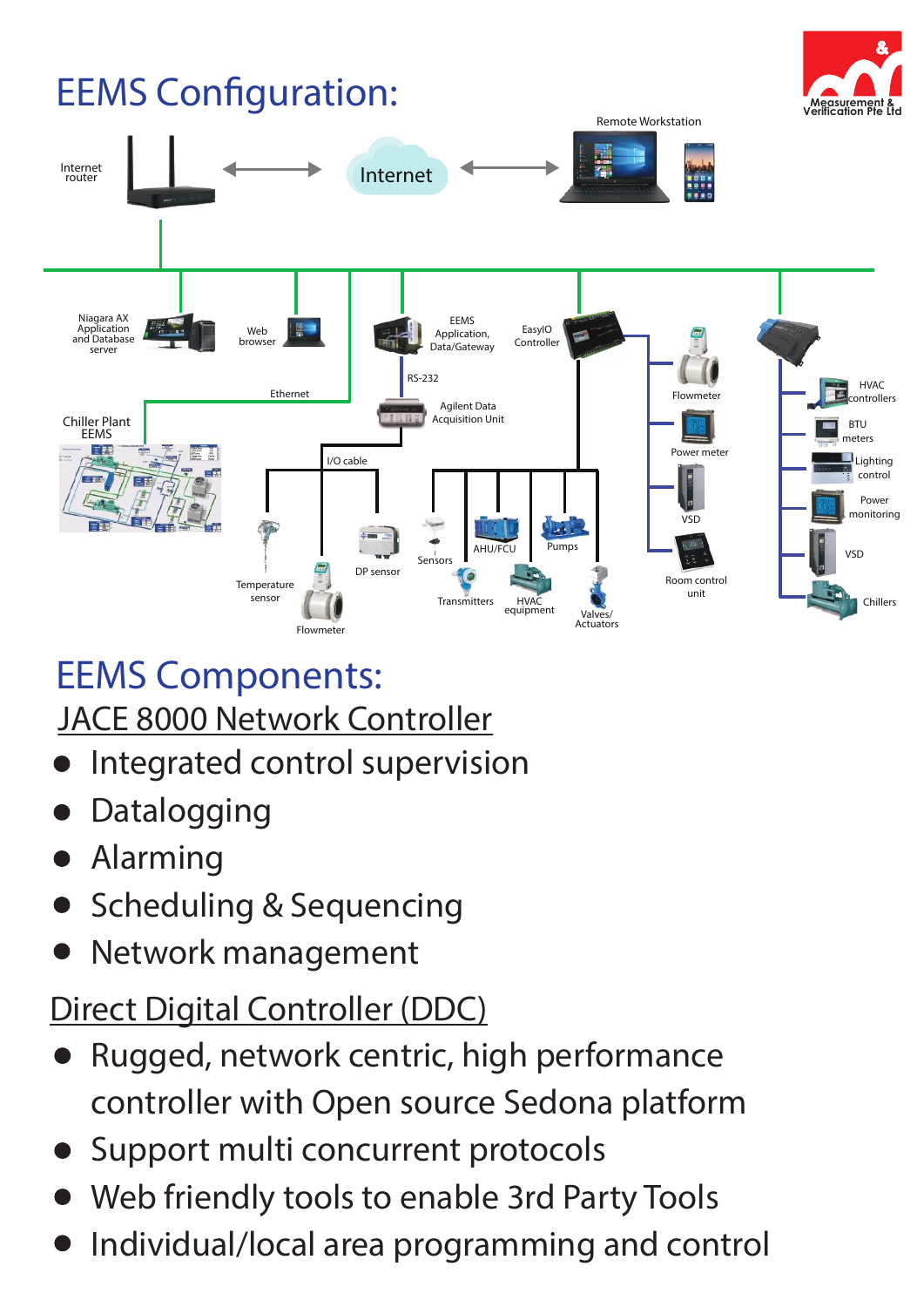# EEMS Configuration:

Internet router

Internet

Remote Workstation

Niagara AX Application and Database server

Web browser

EEMS Application, Data/Gateway

EasyIO Controller

RS-232

Ethernet

Agilent Data Acquisition Unit

Chiller Plant EEMS

I/O cable

Flowmeter

Power meter

VSD

Room control unit

HVAC controllers

BTU meters

Lighting control

Power monitoring

VSD

Chillers

Temperature sensor

Flowmeter

DP sensor

Sensors

AHU/FCU

Pumps

Transmitters

HVAC equipment

Valves/ Actuators

# EEMS Components:

## JACE 8000 Network Controller

- Integrated control supervision
- Datalogging
- Alarming
- Scheduling & Sequencing
- Network management

## Direct Digital Controller (DDC)

- Rugged, network centric, high performance controller with Open source Sedona platform
- Support multi concurrent protocols
- Web friendly tools to enable 3rd Party Tools
- Individual/local area programming and control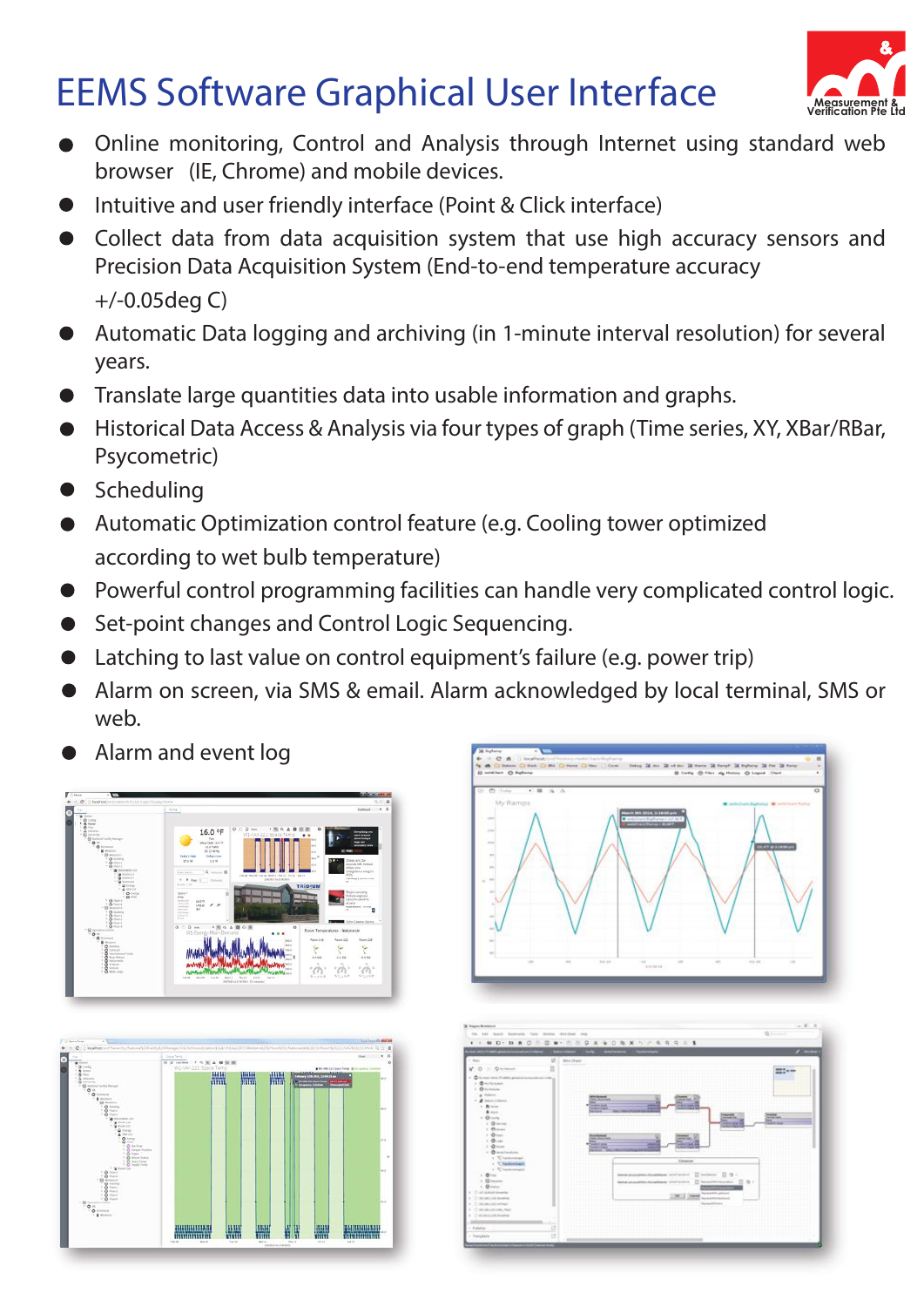# EEMS Software Graphical User Interface

- Online monitoring, Control and Analysis through Internet using standard web browser (IE, Chrome) and mobile devices.
- Intuitive and user friendly interface (Point & Click interface)
- Collect data from data acquisition system that use high accuracy sensors and Precision Data Acquisition System (End-to-end temperature accuracy +/-0.05deg C)
- Automatic Data logging and archiving (in 1-minute interval resolution) for several years.
- Translate large quantities data into usable information and graphs.
- Historical Data Access & Analysis via four types of graph (Time series, XY, XBar/RBar, Psycometric)
- Scheduling
- Automatic Optimization control feature (e.g. Cooling tower optimized according to wet bulb temperature)
- Powerful control programming facilities can handle very complicated control logic.
- Set-point changes and Control Logic Sequencing.
- Latching to last value on control equipment's failure (e.g. power trip)
- Alarm on screen, via SMS & email. Alarm acknowledged by local terminal, SMS or web.
- Alarm and event log